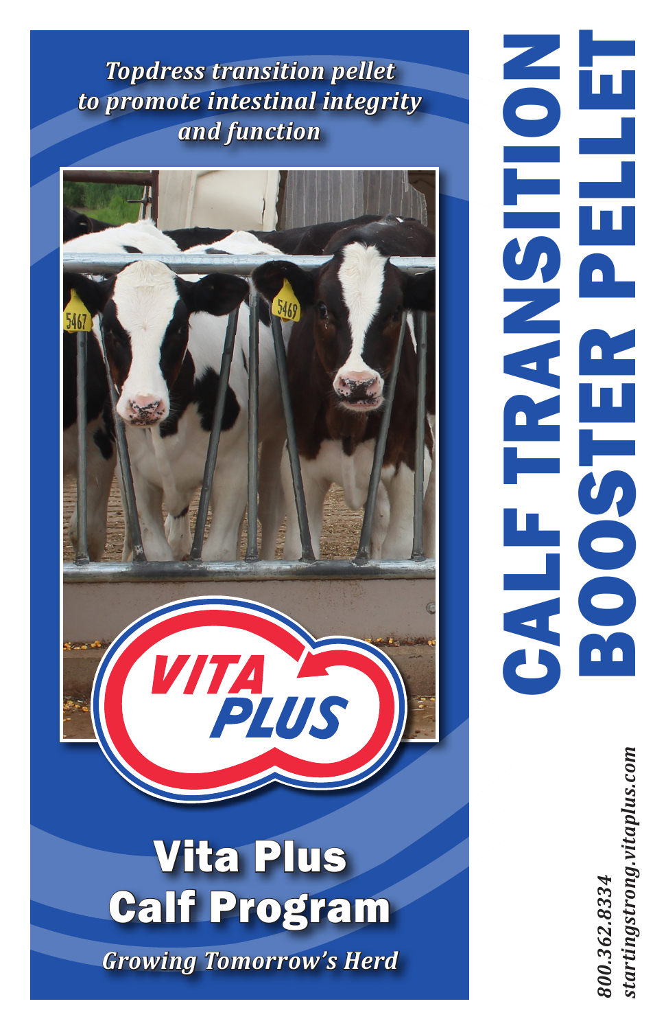# CALF TRANSITION BOOSTER PELLET

*Topdress transition pellet to promote intestinal integrity and function*

VITA PLUS

## Vita Plus Calf Program

*Growing Tomorrow's Herd*

*800.362.8334*
*startingstrong.vitaplus.com*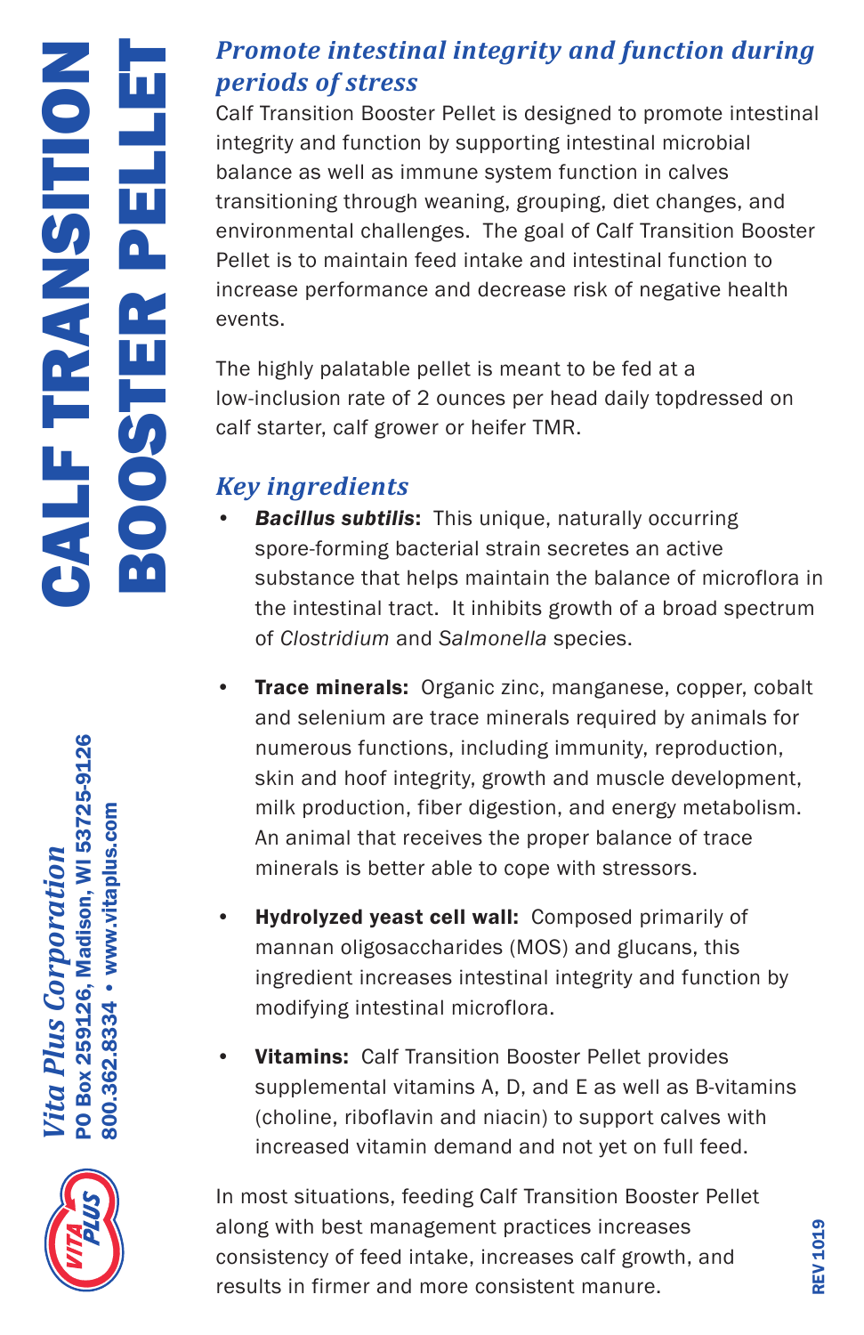# CALF TRANSITION BOOSTER PELLET

## *Promote intestinal integrity and function during periods of stress*

Calf Transition Booster Pellet is designed to promote intestinal integrity and function by supporting intestinal microbial balance as well as immune system function in calves transitioning through weaning, grouping, diet changes, and environmental challenges. The goal of Calf Transition Booster Pellet is to maintain feed intake and intestinal function to increase performance and decrease risk of negative health events.

The highly palatable pellet is meant to be fed at a low-inclusion rate of 2 ounces per head daily topdressed on calf starter, calf grower or heifer TMR.

## *Key ingredients*

- ***Bacillus subtilis*:** This unique, naturally occurring spore-forming bacterial strain secretes an active substance that helps maintain the balance of microflora in the intestinal tract. It inhibits growth of a broad spectrum of *Clostridium* and *Salmonella* species.
- **Trace minerals:** Organic zinc, manganese, copper, cobalt and selenium are trace minerals required by animals for numerous functions, including immunity, reproduction, skin and hoof integrity, growth and muscle development, milk production, fiber digestion, and energy metabolism. An animal that receives the proper balance of trace minerals is better able to cope with stressors.
- **Hydrolyzed yeast cell wall:** Composed primarily of mannan oligosaccharides (MOS) and glucans, this ingredient increases intestinal integrity and function by modifying intestinal microflora.
- **Vitamins:** Calf Transition Booster Pellet provides supplemental vitamins A, D, and E as well as B-vitamins (choline, riboflavin and niacin) to support calves with increased vitamin demand and not yet on full feed.

In most situations, feeding Calf Transition Booster Pellet along with best management practices increases consistency of feed intake, increases calf growth, and results in firmer and more consistent manure.

*Vita Plus Corporation*
PO Box 259126, Madison, WI 53725-9126
800.362.8334 • www.vitaplus.com

REV 1019